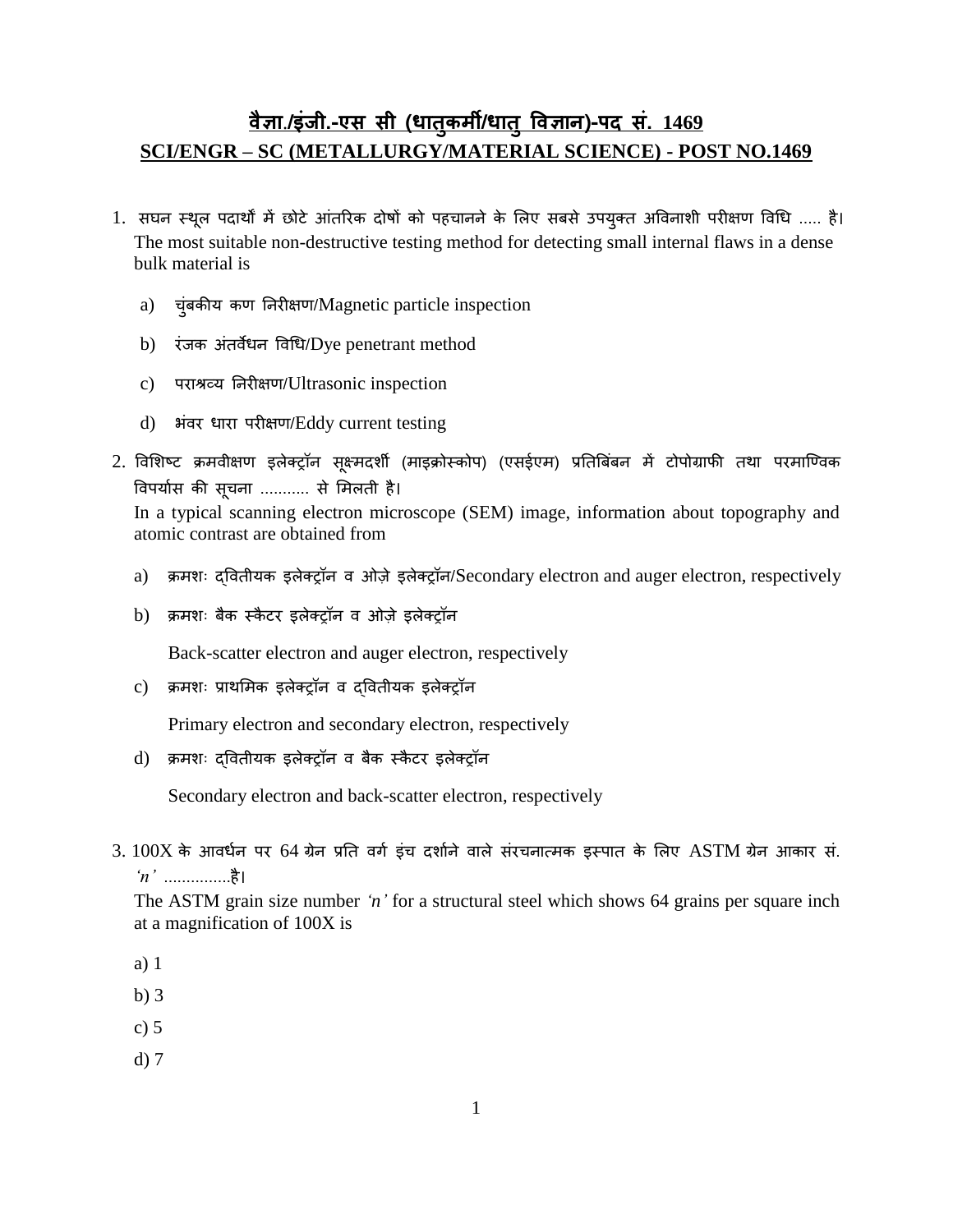# वैज्ञा./इंजी.-एस सी (धातुकर्मी/धातु विज्ञान)-पद सं. 1469

## SCI/ENGR – SC (METALLURGY/MATERIAL SCIENCE) - POST NO.1469

1. सघन स्थूल पदार्थों में छोटे आंतरिक दोषों को पहचानने के लिए सबसे उपयुक्त अविनाशी परीक्षण विधि ..... है।
   The most suitable non-destructive testing method for detecting small internal flaws in a dense bulk material is

   a) चुंबकीय कण निरीक्षण/Magnetic particle inspection

   b) रंजक अंतर्वेधन विधि/Dye penetrant method

   c) पराश्रव्य निरीक्षण/Ultrasonic inspection

   d) भंवर धारा परीक्षण/Eddy current testing

2. विशिष्ट क्रमवीक्षण इलेक्ट्रॉन सूक्ष्मदर्शी (माइक्रोस्कोप) (एसईएम) प्रतिबिंबन में टोपोग्राफी तथा परमाण्विक विपर्यास की सूचना ........... से मिलती है।
   In a typical scanning electron microscope (SEM) image, information about topography and atomic contrast are obtained from

   a) क्रमशः द्वितीयक इलेक्ट्रॉन व ओज़े इलेक्ट्रॉन/Secondary electron and auger electron, respectively

   b) क्रमशः बैक स्कैटर इलेक्ट्रॉन व ओज़े इलेक्ट्रॉन

      Back-scatter electron and auger electron, respectively

   c) क्रमशः प्राथमिक इलेक्ट्रॉन व द्वितीयक इलेक्ट्रॉन

      Primary electron and secondary electron, respectively

   d) क्रमशः द्वितीयक इलेक्ट्रॉन व बैक स्कैटर इलेक्ट्रॉन

      Secondary electron and back-scatter electron, respectively

3. 100X के आवर्धन पर 64 ग्रेन प्रति वर्ग इंच दर्शाने वाले संरचनात्मक इस्पात के लिए ASTM ग्रेन आकार सं. *'n'* ...............है।
   The ASTM grain size number *'n'* for a structural steel which shows 64 grains per square inch at a magnification of 100X is

   a) 1

   b) 3

   c) 5

   d) 7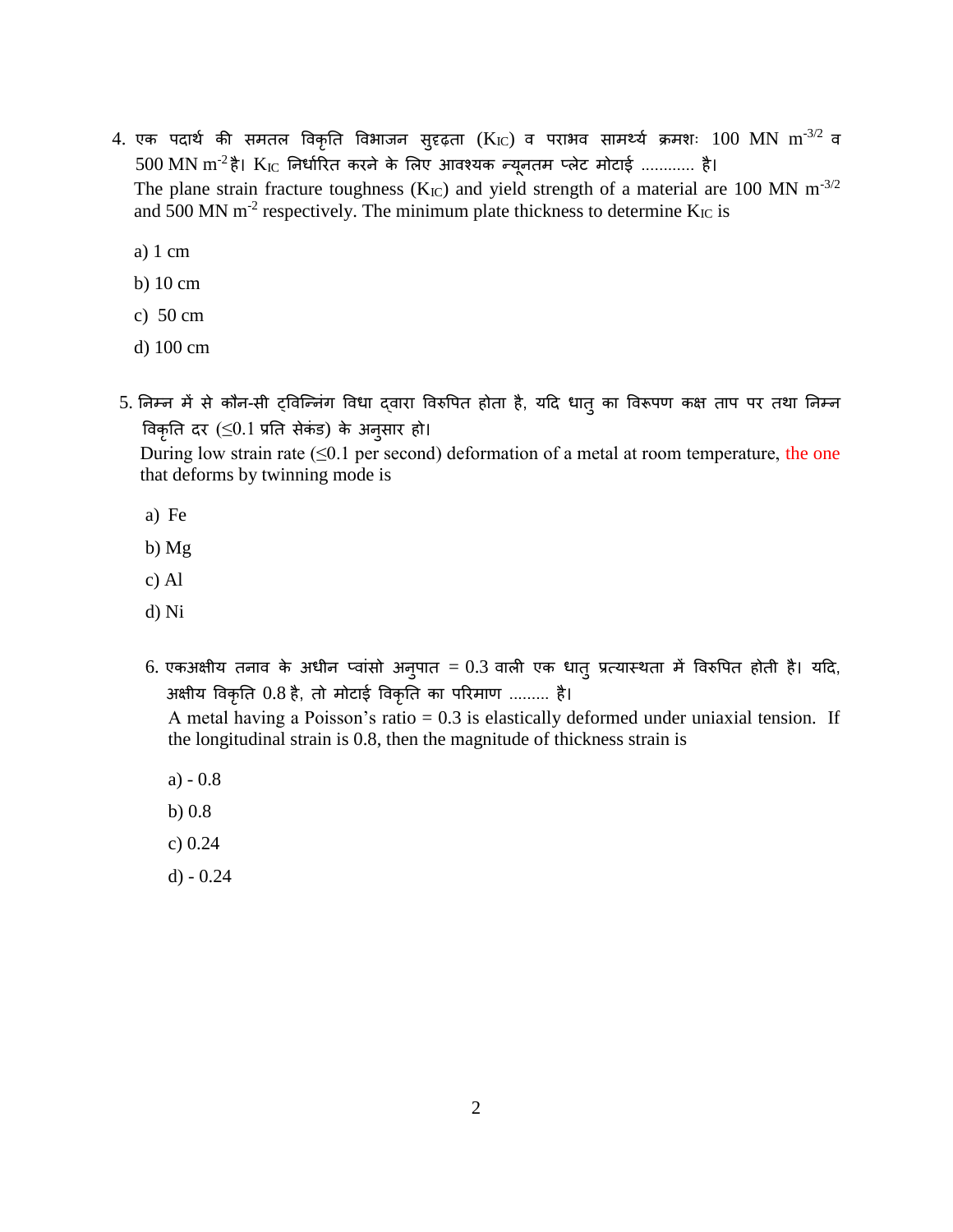4. एक पदार्थ की समतल विकृति विभाजन सुदृढ़ता ($K_{IC}$) व पराभव सामर्थ्य क्रमशः 100 MN $m^{-3/2}$ व 500 MN $m^{-2}$ है। $K_{IC}$ निर्धारित करने के लिए आवश्यक न्यूनतम प्लेट मोटाई ............ है।
The plane strain fracture toughness ($K_{IC}$) and yield strength of a material are 100 MN $m^{-3/2}$ and 500 MN $m^{-2}$ respectively. The minimum plate thickness to determine $K_{IC}$ is

   a) 1 cm

   b) 10 cm

   c) 50 cm

   d) 100 cm

5. निम्न में से कौन-सी ट्विन्निंग विधा द्वारा विरुपित होता है, यदि धातु का विरूपण कक्ष ताप पर तथा निम्न विकृति दर (≤0.1 प्रति सेकंड) के अनुसार हो।
During low strain rate (≤0.1 per second) deformation of a metal at room temperature, the one that deforms by twinning mode is

   a) Fe

   b) Mg

   c) Al

   d) Ni

6. एकअक्षीय तनाव के अधीन प्वांसो अनुपात = 0.3 वाली एक धातु प्रत्यास्थता में विरुपित होती है। यदि, अक्षीय विकृति 0.8 है, तो मोटाई विकृति का परिमाण ......... है।
A metal having a Poisson's ratio = 0.3 is elastically deformed under uniaxial tension. If the longitudinal strain is 0.8, then the magnitude of thickness strain is

   a) - 0.8

   b) 0.8

   c) 0.24

   d) - 0.24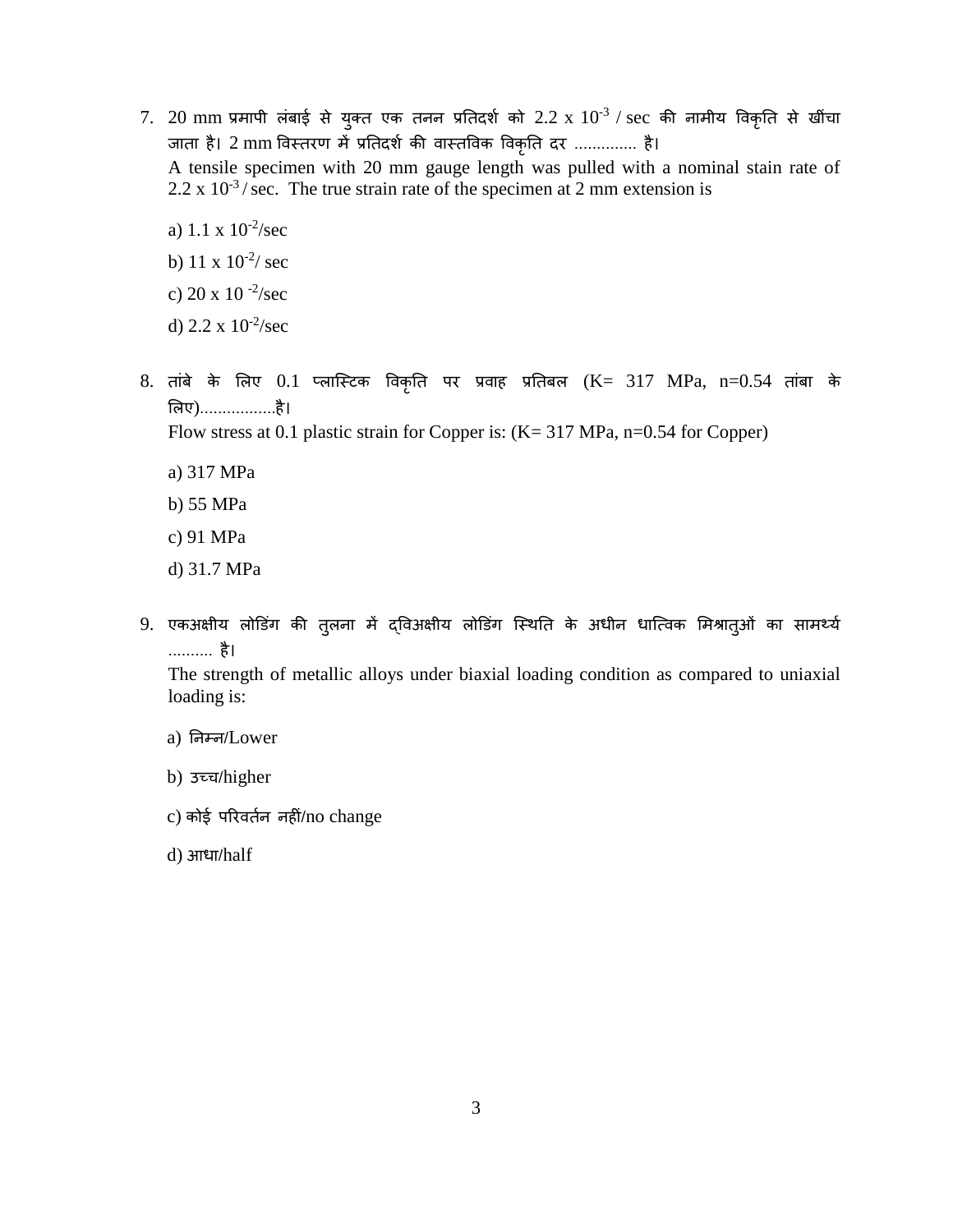7. 20 mm प्रमापी लंबाई से युक्त एक तनन प्रतिदर्श को $2.2 \times 10^{-3}$ / sec की नामीय विकृति से खींचा जाता है। 2 mm विस्तरण में प्रतिदर्श की वास्तविक विकृति दर ............. है।
   A tensile specimen with 20 mm gauge length was pulled with a nominal stain rate of $2.2 \times 10^{-3}$ / sec. The true strain rate of the specimen at 2 mm extension is

   a) $1.1 \times 10^{-2}$/sec

   b) $11 \times 10^{-2}$/ sec

   c) $20 \times 10^{-2}$/sec

   d) $2.2 \times 10^{-2}$/sec

8. तांबे के लिए 0.1 प्लास्टिक विकृति पर प्रवाह प्रतिबल (K= 317 MPa, n=0.54 तांबा के लिए)................है।
   Flow stress at 0.1 plastic strain for Copper is: (K= 317 MPa, n=0.54 for Copper)

   a) 317 MPa

   b) 55 MPa

   c) 91 MPa

   d) 31.7 MPa

9. एकअक्षीय लोडिंग की तुलना में द्विअक्षीय लोडिंग स्थिति के अधीन धात्विक मिश्रातुओं का सामर्थ्य .......... है।
   The strength of metallic alloys under biaxial loading condition as compared to uniaxial loading is:

   a) निम्न/Lower

   b) उच्च/higher

   c) कोई परिवर्तन नहीं/no change

   d) आधा/half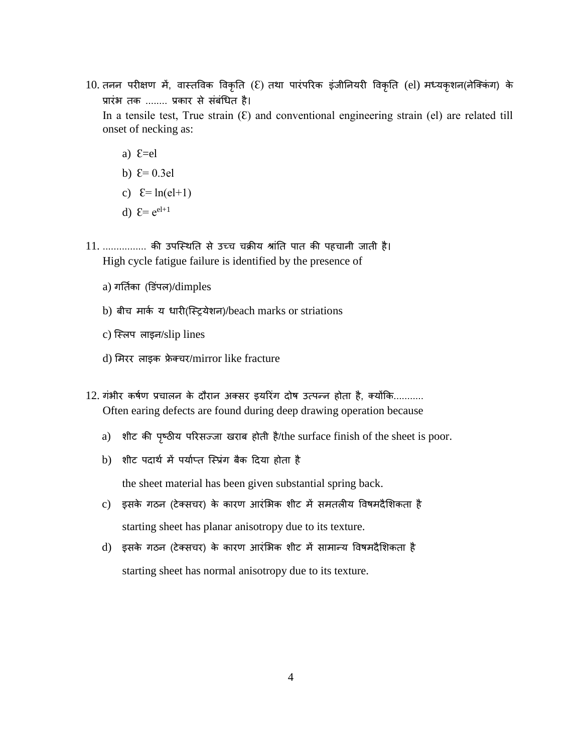10. तनन परीक्षण में, वास्तविक विकृति ($\mathcal{E}$) तथा पारंपरिक इंजीनियरी विकृति (el) मध्यकृशन(नेक्किंग) के प्रारंभ तक ........ प्रकार से संबंधित है।
   In a tensile test, True strain ($\mathcal{E}$) and conventional engineering strain (el) are related till onset of necking as:

   a) $\mathcal{E}$=el

   b) $\mathcal{E}$= 0.3el

   c) $\mathcal{E}$= ln(el+1)

   d) $\mathcal{E}$= $e^{el+1}$

11. ................ की उपस्थिति से उच्च चक्रीय श्रांति पात की पहचानी जाती है।
   High cycle fatigue failure is identified by the presence of

   a) गर्तिका (डिंपल)/dimples

   b) बीच मार्क य धारी(स्ट्रियेशन)/beach marks or striations

   c) स्लिप लाइन/slip lines

   d) मिरर लाइक फ्रेक्चर/mirror like fracture

12. गंभीर कर्षण प्रचालन के दौरान अक्सर इयरिंग दोष उत्पन्न होता है, क्योंकि...........
   Often earing defects are found during deep drawing operation because

   a) शीट की पृष्ठीय परिसज्जा खराब होती है/the surface finish of the sheet is poor.

   b) शीट पदार्थ में पर्याप्त स्प्रिंग बैक दिया होता है

      the sheet material has been given substantial spring back.

   c) इसके गठन (टेक्सचर) के कारण आरंभिक शीट में समतलीय विषमदैशिकता है

      starting sheet has planar anisotropy due to its texture.

   d) इसके गठन (टेक्सचर) के कारण आरंभिक शीट में सामान्य विषमदैशिकता है

      starting sheet has normal anisotropy due to its texture.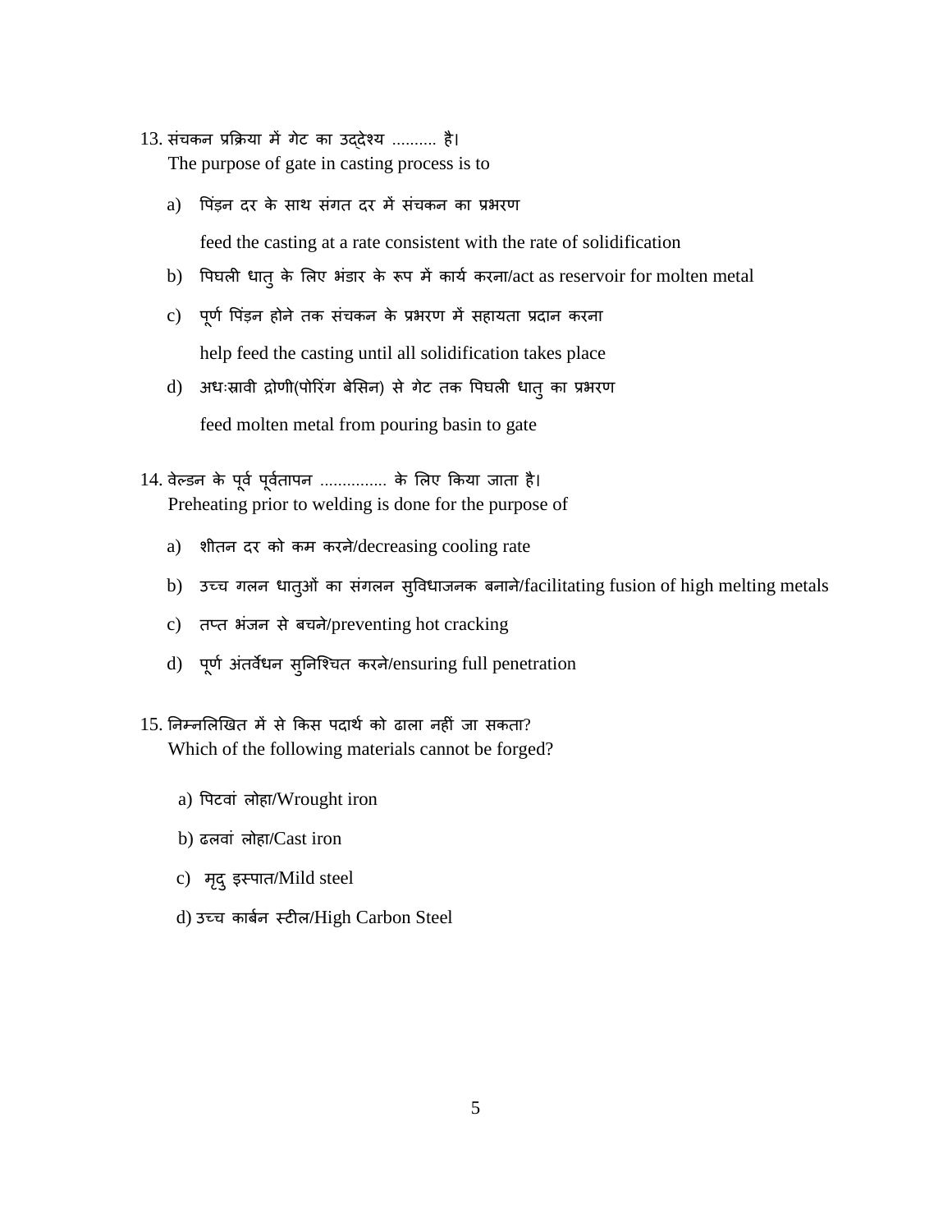13. संचकन प्रक्रिया में गेट का उद्देश्य .......... है।
    The purpose of gate in casting process is to

    a) पिंड़न दर के साथ संगत दर में संचकन का प्रभरण

       feed the casting at a rate consistent with the rate of solidification

    b) पिघली धातु के लिए भंडार के रूप में कार्य करना/act as reservoir for molten metal

    c) पूर्ण पिंड़न होने तक संचकन के प्रभरण में सहायता प्रदान करना

       help feed the casting until all solidification takes place

    d) अधःस्रावी द्रोणी(पोरिंग बेसिन) से गेट तक पिघली धातु का प्रभरण

       feed molten metal from pouring basin to gate

14. वेल्डन के पूर्व पूर्वतापन ............... के लिए किया जाता है।
    Preheating prior to welding is done for the purpose of

    a) शीतन दर को कम करने/decreasing cooling rate

    b) उच्च गलन धातुओं का संगलन सुविधाजनक बनाने/facilitating fusion of high melting metals

    c) तप्त भंजन से बचने/preventing hot cracking

    d) पूर्ण अंतर्वेधन सुनिश्चित करने/ensuring full penetration

15. निम्नलिखित में से किस पदार्थ को ढाला नहीं जा सकता?
    Which of the following materials cannot be forged?

    a) पिटवां लोहा/Wrought iron

    b) ढलवां लोहा/Cast iron

    c) मृदु इस्पात/Mild steel

    d) उच्च कार्बन स्टील/High Carbon Steel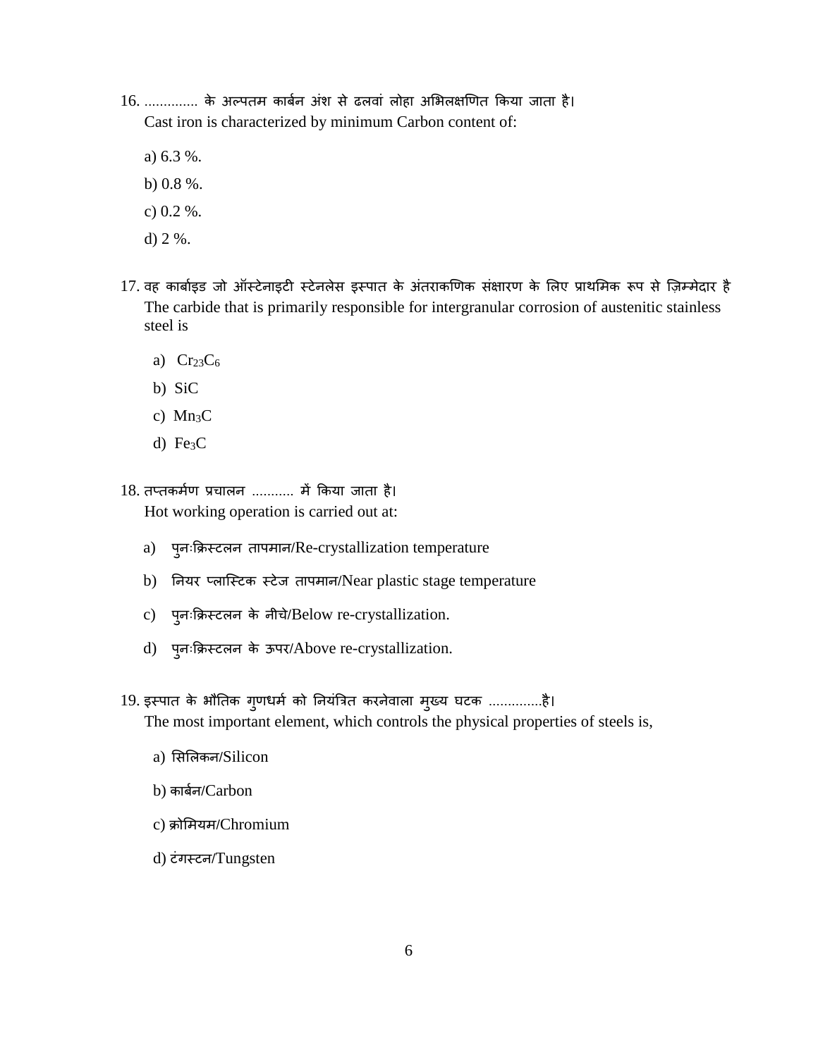16. ............. के अल्पतम कार्बन अंश से ढलवां लोहा अभिलक्षणित किया जाता है।
Cast iron is characterized by minimum Carbon content of:

a) 6.3 %.

b) 0.8 %.

c) 0.2 %.

d) 2 %.

17. वह कार्बाइड जो ऑस्टेनाइटी स्टेनलेस इस्पात के अंतराकणिक संक्षारण के लिए प्राथमिक रूप से ज़िम्मेदार है
The carbide that is primarily responsible for intergranular corrosion of austenitic stainless steel is

a) $Cr_{23}C_6$

b) SiC

c) $Mn_3C$

d) $Fe_3C$

18. तप्तकर्मण प्रचालन ........... में किया जाता है।
Hot working operation is carried out at:

a) पुनःक्रिस्टलन तापमान/Re-crystallization temperature

b) नियर प्लास्टिक स्टेज तापमान/Near plastic stage temperature

c) पुनःक्रिस्टलन के नीचे/Below re-crystallization.

d) पुनःक्रिस्टलन के ऊपर/Above re-crystallization.

19. इस्पात के भौतिक गुणधर्म को नियंत्रित करनेवाला मुख्य घटक .............है।
The most important element, which controls the physical properties of steels is,

a) सिलिकन/Silicon

b) कार्बन/Carbon

c) क्रोमियम/Chromium

d) टंगस्टन/Tungsten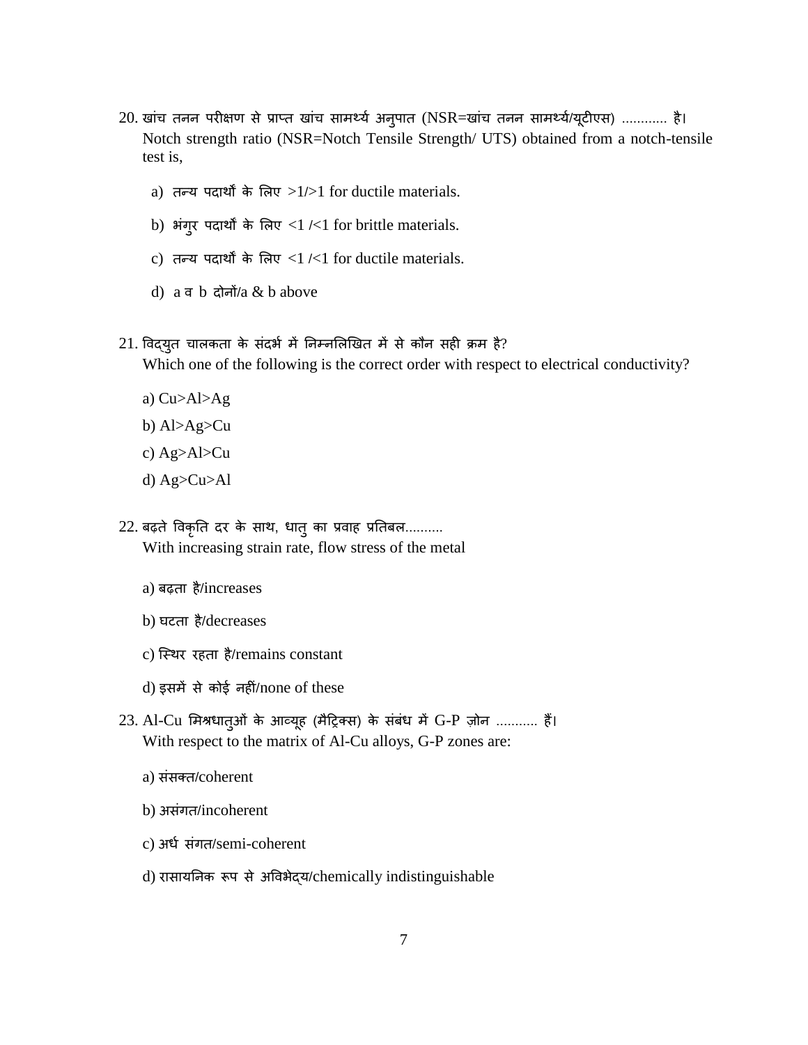20. खांच तनन परीक्षण से प्राप्त खांच सामर्थ्य अनुपात (NSR=खांच तनन सामर्थ्य/यूटीएस) ............ है।
Notch strength ratio (NSR=Notch Tensile Strength/ UTS) obtained from a notch-tensile test is,

   a) तन्य पदार्थों के लिए >1/>1 for ductile materials.

   b) भंगुर पदार्थों के लिए <1 /<1 for brittle materials.

   c) तन्य पदार्थों के लिए <1 /<1 for ductile materials.

   d) a व b दोनों/a & b above

21. विद्युत चालकता के संदर्भ में निम्नलिखित में से कौन सही क्रम है?
Which one of the following is the correct order with respect to electrical conductivity?

   a) Cu>Al>Ag

   b) Al>Ag>Cu

   c) Ag>Al>Cu

   d) Ag>Cu>Al

22. बढ़ते विकृति दर के साथ, धातु का प्रवाह प्रतिबल..........
With increasing strain rate, flow stress of the metal

   a) बढ़ता है/increases

   b) घटता है/decreases

   c) स्थिर रहता है/remains constant

   d) इसमें से कोई नहीं/none of these

23. Al-Cu मिश्रधातुओं के आव्यूह (मैट्रिक्स) के संबंध में G-P ज़ोन ........... हैं।
With respect to the matrix of Al-Cu alloys, G-P zones are:

   a) संसक्त/coherent

   b) असंगत/incoherent

   c) अर्ध संगत/semi-coherent

   d) रासायनिक रूप से अविभेद्य/chemically indistinguishable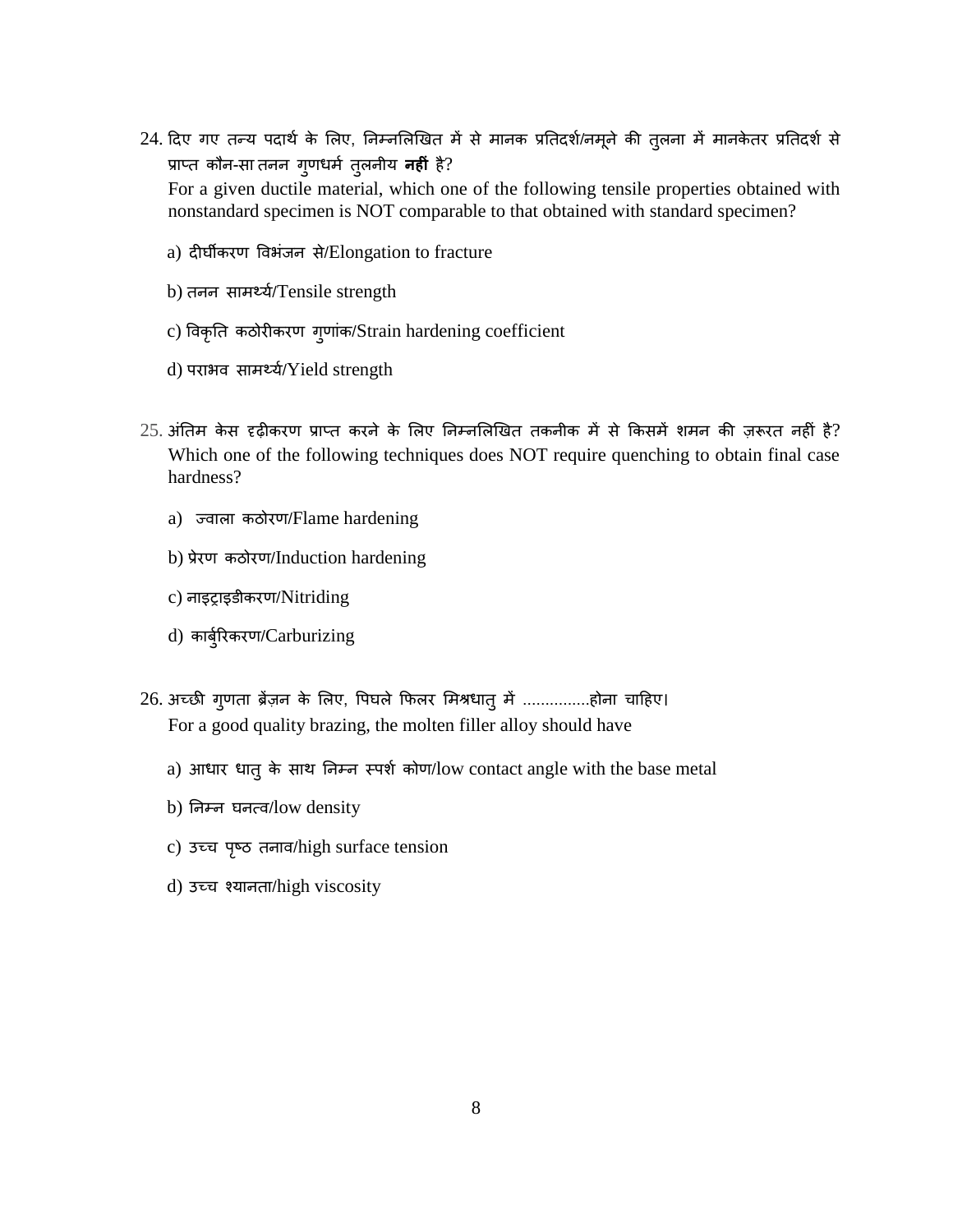24. दिए गए तन्य पदार्थ के लिए, निम्नलिखित में से मानक प्रतिदर्श/नमूने की तुलना में मानकेतर प्रतिदर्श से प्राप्त कौन-सा तनन गुणधर्म तुलनीय **नहीं** है?
For a given ductile material, which one of the following tensile properties obtained with nonstandard specimen is NOT comparable to that obtained with standard specimen?

   a) दीर्घीकरण विभंजन से/Elongation to fracture

   b) तनन सामर्थ्य/Tensile strength

   c) विकृति कठोरीकरण गुणांक/Strain hardening coefficient

   d) पराभव सामर्थ्य/Yield strength

25. अंतिम केस दृढ़ीकरण प्राप्त करने के लिए निम्नलिखित तकनीक में से किसमें शमन की ज़रूरत नहीं है?
Which one of the following techniques does NOT require quenching to obtain final case hardness?

   a) ज्वाला कठोरण/Flame hardening

   b) प्रेरण कठोरण/Induction hardening

   c) नाइट्राइडीकरण/Nitriding

   d) कार्बुरिकरण/Carburizing

26. अच्छी गुणता ब्रेंज़न के लिए, पिघले फिलर मिश्रधातु में ...............होना चाहिए।
For a good quality brazing, the molten filler alloy should have

   a) आधार धातु के साथ निम्न स्पर्श कोण/low contact angle with the base metal

   b) निम्न घनत्व/low density

   c) उच्च पृष्ठ तनाव/high surface tension

   d) उच्च श्यानता/high viscosity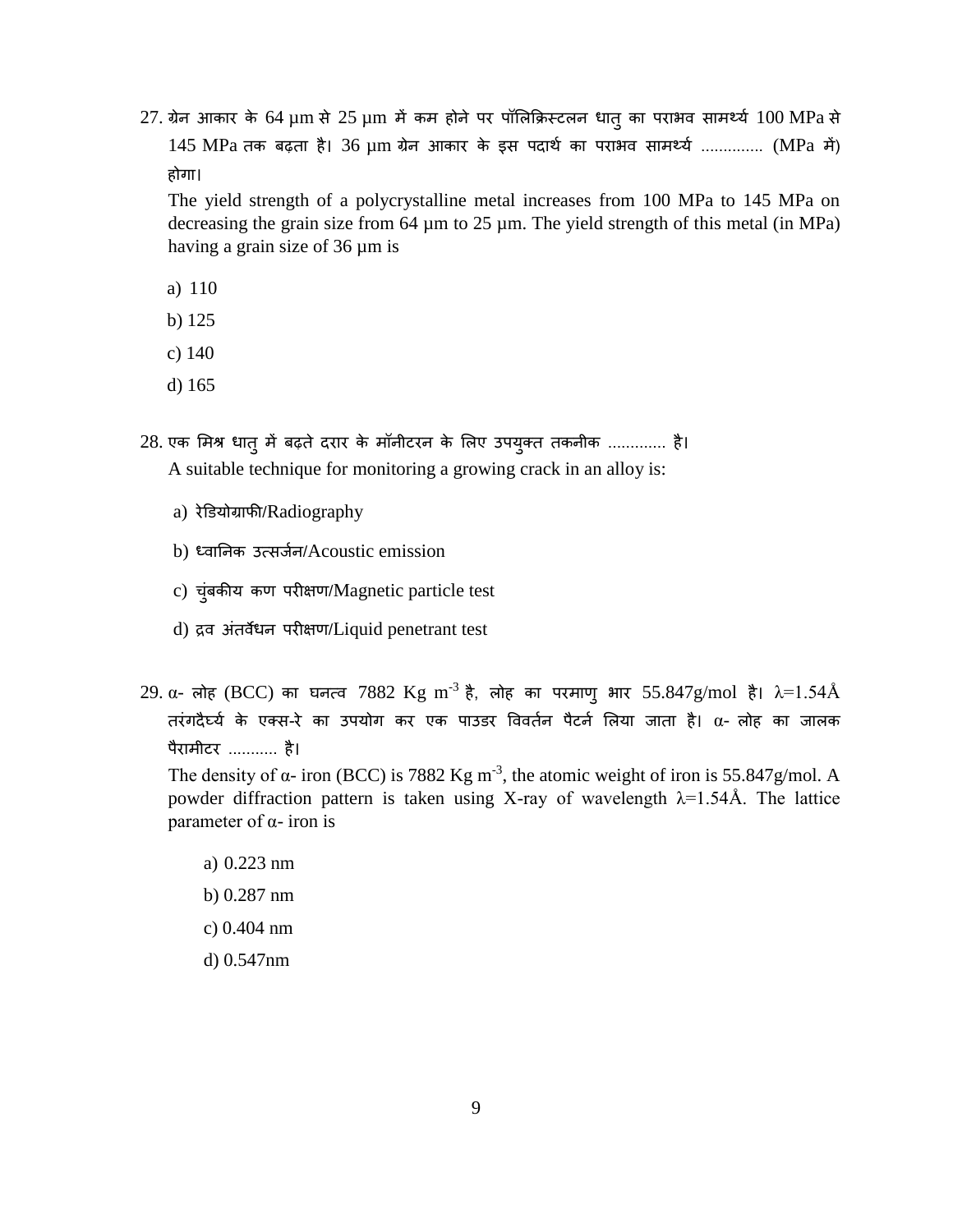27. ग्रेन आकार के 64 µm से 25 µm में कम होने पर पॉलिक्रिस्टलन धातु का पराभव सामर्थ्य 100 MPa से 145 MPa तक बढ़ता है। 36 µm ग्रेन आकार के इस पदार्थ का पराभव सामर्थ्य .............. (MPa में) होगा।

    The yield strength of a polycrystalline metal increases from 100 MPa to 145 MPa on decreasing the grain size from 64 µm to 25 µm. The yield strength of this metal (in MPa) having a grain size of 36 µm is

    a) 110

    b) 125

    c) 140

    d) 165

28. एक मिश्र धातु में बढ़ते दरार के मॉनीटरन के लिए उपयुक्त तकनीक ............ है।

    A suitable technique for monitoring a growing crack in an alloy is:

    a) रेडियोग्राफी/Radiography

    b) ध्वानिक उत्सर्जन/Acoustic emission

    c) चुंबकीय कण परीक्षण/Magnetic particle test

    d) द्रव अंतर्वेधन परीक्षण/Liquid penetrant test

29. α- लोह (BCC) का घनत्व 7882 Kg $m^{-3}$ है, लोह का परमाणु भार 55.847g/mol है। $\lambda$=1.54Å तरंगदैर्घ्य के एक्स-रे का उपयोग कर एक पाउडर विवर्तन पैटर्न लिया जाता है। α- लोह का जालक पैरामीटर ........... है।

    The density of α- iron (BCC) is 7882 Kg $m^{-3}$, the atomic weight of iron is 55.847g/mol. A powder diffraction pattern is taken using X-ray of wavelength $\lambda$=1.54Å. The lattice parameter of α- iron is

    a) 0.223 nm

    b) 0.287 nm

    c) 0.404 nm

    d) 0.547nm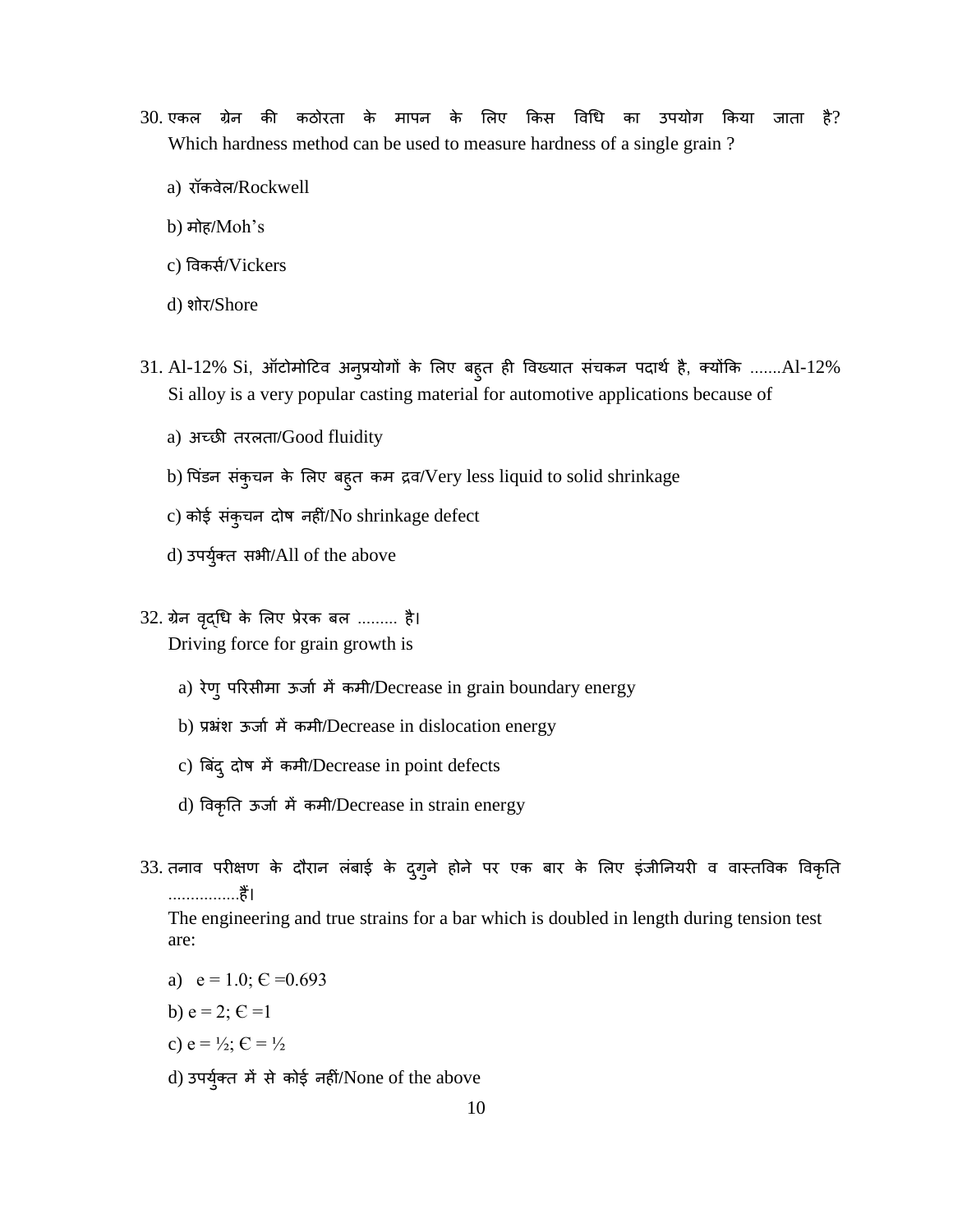30. एकल ग्रेन की कठोरता के मापन के लिए किस विधि का उपयोग किया जाता है?
Which hardness method can be used to measure hardness of a single grain ?

    a) रॉकवेल/Rockwell

    b) मोह/Moh's

    c) विकर्स/Vickers

    d) शोर/Shore

31. Al-12% Si, ऑटोमोटिव अनुप्रयोगों के लिए बहुत ही विख्यात संचकन पदार्थ है, क्योंकि .......Al-12% Si alloy is a very popular casting material for automotive applications because of

    a) अच्छी तरलता/Good fluidity

    b) पिंडन संकुचन के लिए बहुत कम द्रव/Very less liquid to solid shrinkage

    c) कोई संकुचन दोष नहीं/No shrinkage defect

    d) उपर्युक्त सभी/All of the above

32. ग्रेन वृद्धि के लिए प्रेरक बल ......... है।
Driving force for grain growth is

    a) रेणु परिसीमा ऊर्जा में कमी/Decrease in grain boundary energy

    b) प्रभ्रंश ऊर्जा में कमी/Decrease in dislocation energy

    c) बिंदु दोष में कमी/Decrease in point defects

    d) विकृति ऊर्जा में कमी/Decrease in strain energy

33. तनाव परीक्षण के दौरान लंबाई के दुगुने होने पर एक बार के लिए इंजीनियरी व वास्तविक विकृति ................हैं।
The engineering and true strains for a bar which is doubled in length during tension test are:

    a) $e = 1.0$; $\epsilon = 0.693$

    b) $e = 2$; $\epsilon = 1$

    c) $e = \frac{1}{2}$; $\epsilon = \frac{1}{2}$

    d) उपर्युक्त में से कोई नहीं/None of the above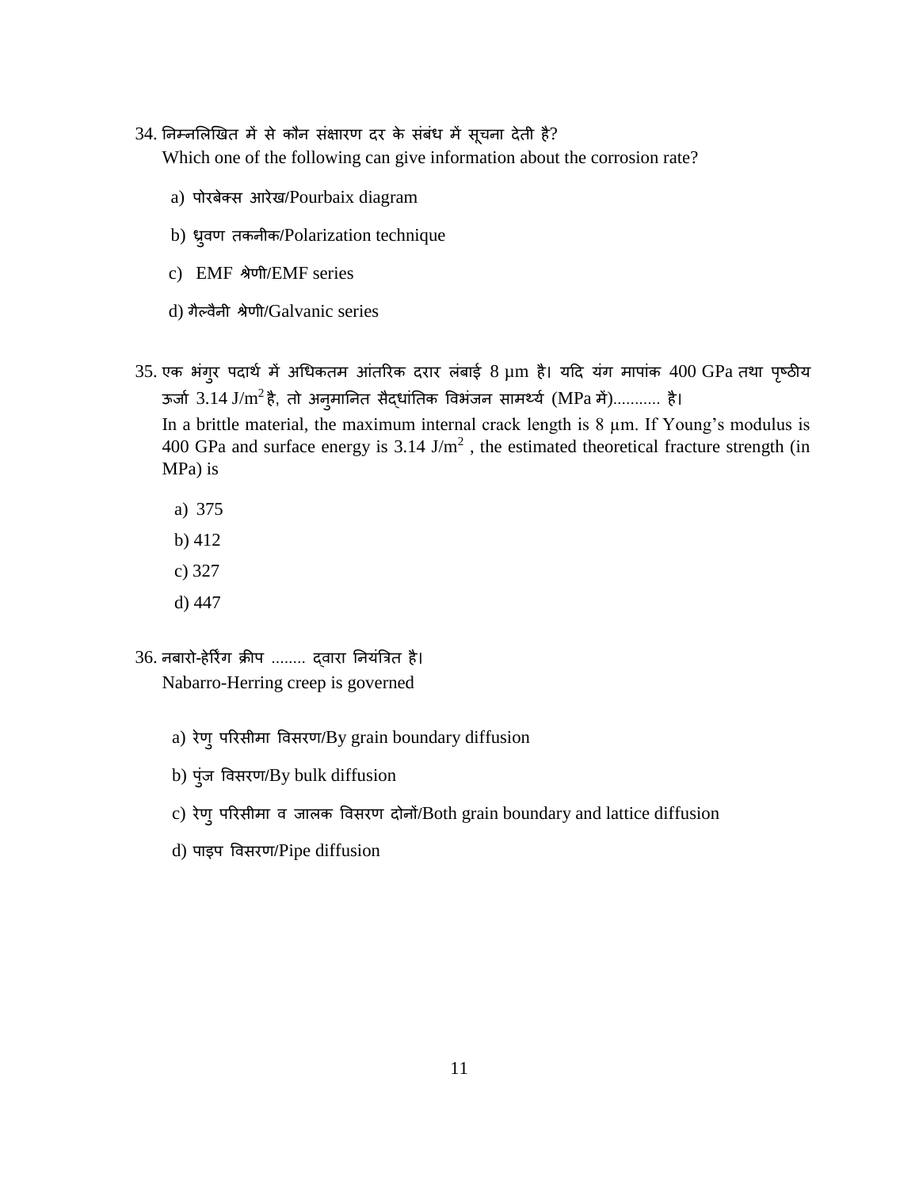34. निम्नलिखित में से कौन संक्षारण दर के संबंध में सूचना देती है?
Which one of the following can give information about the corrosion rate?

a) पोरबेक्स आरेख/Pourbaix diagram

b) ध्रुवण तकनीक/Polarization technique

c) EMF श्रेणी/EMF series

d) गैल्वैनी श्रेणी/Galvanic series

35. एक भंगुर पदार्थ में अधिकतम आंतरिक दरार लंबाई 8 μm है। यदि यंग मापांक 400 GPa तथा पृष्ठीय ऊर्जा 3.14 J/m$^2$ है, तो अनुमानित सैद्धांतिक विभंजन सामर्थ्य (MPa में)........... है।
In a brittle material, the maximum internal crack length is 8 μm. If Young's modulus is 400 GPa and surface energy is 3.14 J/m$^2$ , the estimated theoretical fracture strength (in MPa) is

a) 375

b) 412

c) 327

d) 447

36. नबारो-हेर्रिंग क्रीप ........ द्वारा नियंत्रित है।
Nabarro-Herring creep is governed

a) रेणु परिसीमा विसरण/By grain boundary diffusion

b) पुंज विसरण/By bulk diffusion

c) रेणु परिसीमा व जालक विसरण दोनों/Both grain boundary and lattice diffusion

d) पाइप विसरण/Pipe diffusion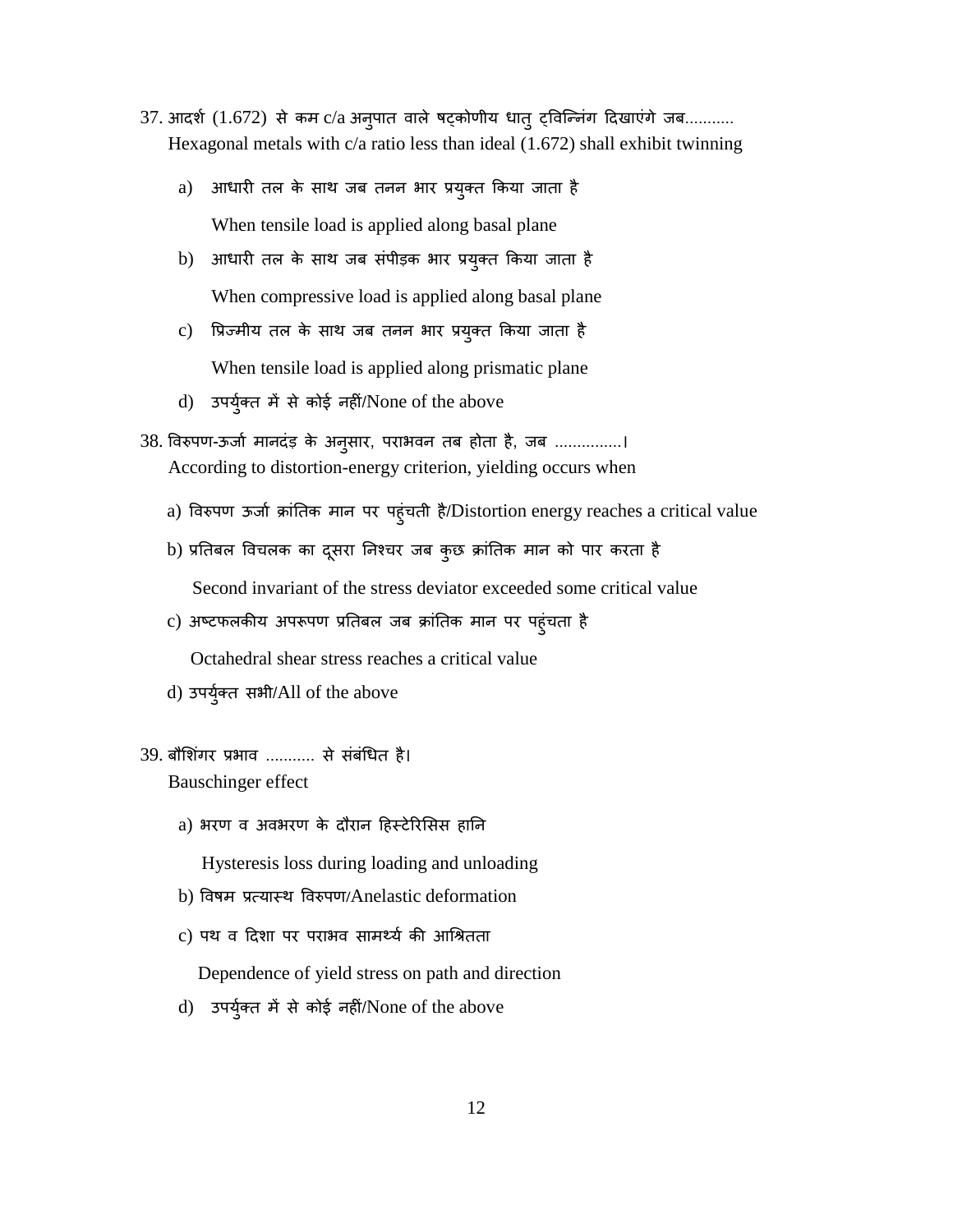37. आदर्श (1.672) से कम c/a अनुपात वाले षट्कोणीय धातु ट्विन्निंग दिखाएंगे जब...........
Hexagonal metals with c/a ratio less than ideal (1.672) shall exhibit twinning

   a) आधारी तल के साथ जब तनन भार प्रयुक्त किया जाता है
      When tensile load is applied along basal plane
   b) आधारी तल के साथ जब संपीड़क भार प्रयुक्त किया जाता है
      When compressive load is applied along basal plane
   c) प्रिज्मीय तल के साथ जब तनन भार प्रयुक्त किया जाता है
      When tensile load is applied along prismatic plane
   d) उपर्युक्त में से कोई नहीं/None of the above

38. विरुपण-ऊर्जा मानदंड़ के अनुसार, पराभवन तब होता है, जब ...............।
According to distortion-energy criterion, yielding occurs when

   a) विरुपण ऊर्जा क्रांतिक मान पर पहुंचती है/Distortion energy reaches a critical value
   b) प्रतिबल विचलक का दूसरा निश्चर जब कुछ क्रांतिक मान को पार करता है
      Second invariant of the stress deviator exceeded some critical value
   c) अष्टफलकीय अपरूपण प्रतिबल जब क्रांतिक मान पर पहुंचता है
      Octahedral shear stress reaches a critical value
   d) उपर्युक्त सभी/All of the above

39. बौशिंगर प्रभाव ........... से संबंधित है।
Bauschinger effect

   a) भरण व अवभरण के दौरान हिस्टेरिसिस हानि
      Hysteresis loss during loading and unloading
   b) विषम प्रत्यास्थ विरुपण/Anelastic deformation
   c) पथ व दिशा पर पराभव सामर्थ्य की आश्रितता
      Dependence of yield stress on path and direction
   d) उपर्युक्त में से कोई नहीं/None of the above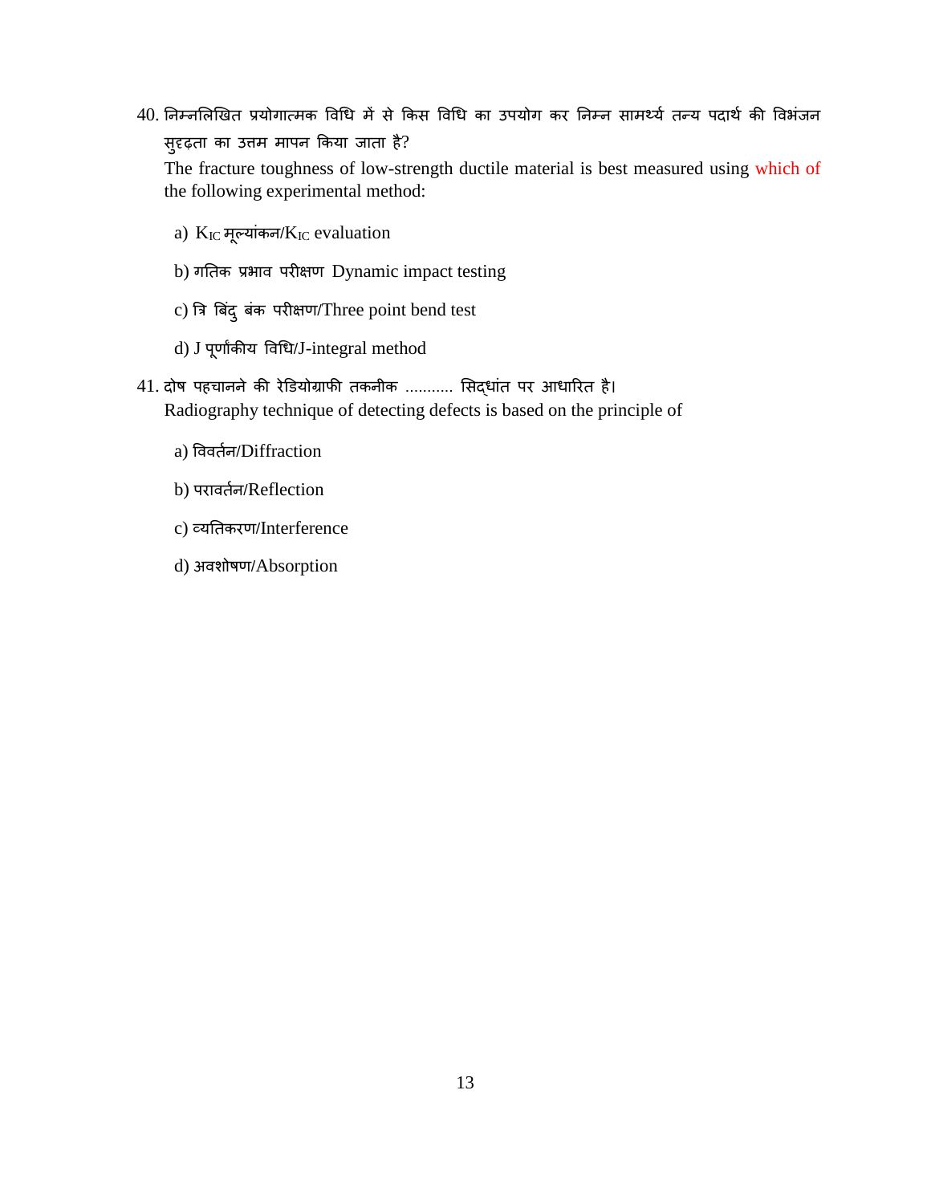40. निम्नलिखित प्रयोगात्मक विधि में से किस विधि का उपयोग कर निम्न सामर्थ्य तन्य पदार्थ की विभंजन सुदृढ़ता का उत्तम मापन किया जाता है?

    The fracture toughness of low-strength ductile material is best measured using which of the following experimental method:

    a) $K_{IC}$ मूल्यांकन/$K_{IC}$ evaluation

    b) गतिक प्रभाव परीक्षण Dynamic impact testing

    c) त्रि बिंदु बंक परीक्षण/Three point bend test

    d) J पूर्णांकीय विधि/J-integral method

41. दोष पहचानने की रेडियोग्राफी तकनीक .......... सिद्धांत पर आधारित है।

    Radiography technique of detecting defects is based on the principle of

    a) विवर्तन/Diffraction

    b) परावर्तन/Reflection

    c) व्यतिकरण/Interference

    d) अवशोषण/Absorption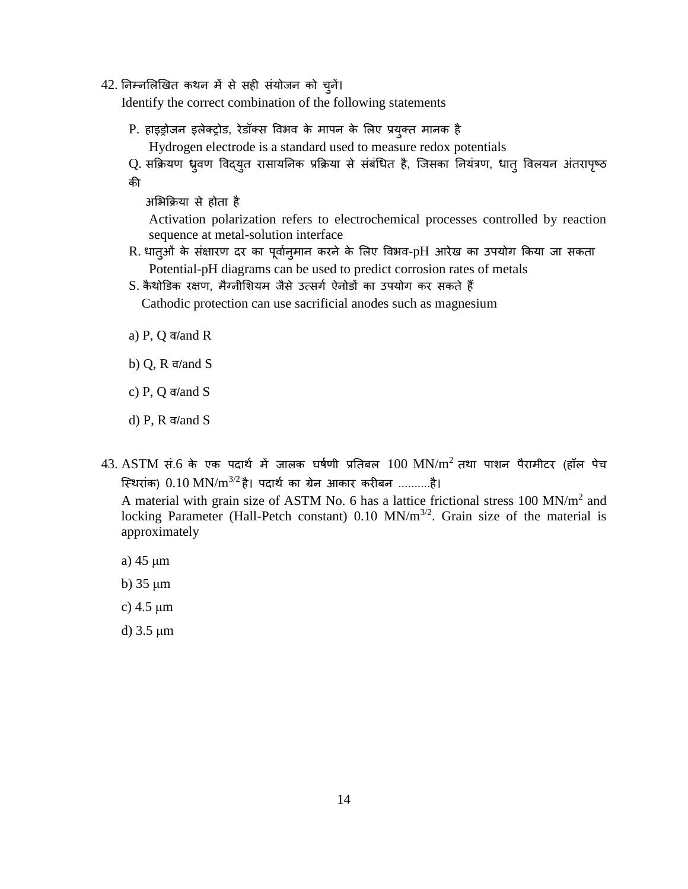42. निम्नलिखित कथन में से सही संयोजन को चुनें।
Identify the correct combination of the following statements

P. हाइड्रोजन इलेक्ट्रोड, रेडॉक्स विभव के मापन के लिए प्रयुक्त मानक है
Hydrogen electrode is a standard used to measure redox potentials

Q. सक्रियण ध्रुवण विद्युत रासायनिक प्रक्रिया से संबंधित है, जिसका नियंत्रण, धातु विलयन अंतरापृष्ठ की अभिक्रिया से होता है
Activation polarization refers to electrochemical processes controlled by reaction sequence at metal-solution interface

R. धातुओं के संक्षारण दर का पूर्वानुमान करने के लिए विभव-pH आरेख का उपयोग किया जा सकता
Potential-pH diagrams can be used to predict corrosion rates of metals

S. कैथोडिक रक्षण, मैग्नीशियम जैसे उत्सर्ग ऐनोडों का उपयोग कर सकते हैं
Cathodic protection can use sacrificial anodes such as magnesium

a) P, Q व/and R

b) Q, R व/and S

c) P, Q व/and S

d) P, R व/and S

43. ASTM सं.6 के एक पदार्थ में जालक घर्षणी प्रतिबल 100 $MN/m^2$ तथा पाशन पैरामीटर (हॉल पेच स्थिरांक) 0.10 $MN/m^{3/2}$ है। पदार्थ का ग्रेन आकार करीबन ..........है।
A material with grain size of ASTM No. 6 has a lattice frictional stress 100 $MN/m^2$ and locking Parameter (Hall-Petch constant) 0.10 $MN/m^{3/2}$. Grain size of the material is approximately

a) 45 $\mu$m

b) 35 $\mu$m

c) 4.5 $\mu$m

d) 3.5 $\mu$m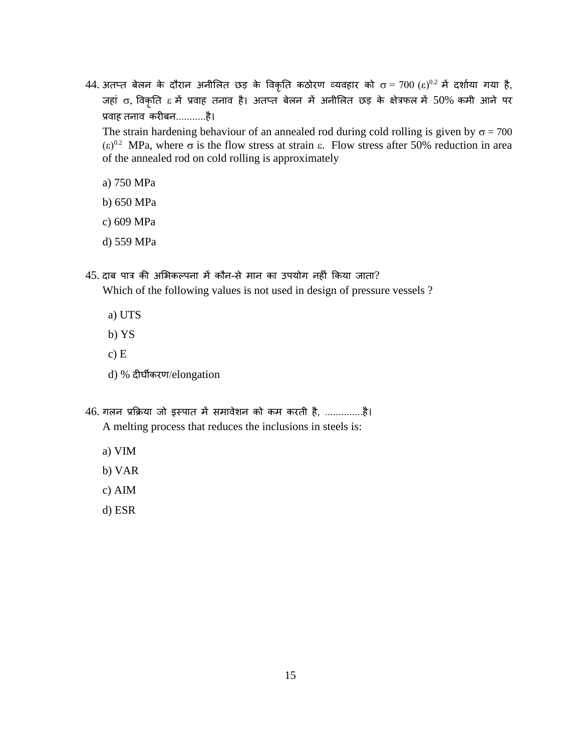44. अतप्त बेलन के दौरान अनीलित छड़ के विकृति कठोरण व्यवहार को $\sigma = 700\ (\varepsilon)^{0.2}$ में दर्शाया गया है, जहां $\sigma$, विकृति $\varepsilon$ में प्रवाह तनाव है। अतप्त बेलन में अनीलित छड़ के क्षेत्रफल में 50% कमी आने पर प्रवाह तनाव करीबन...........है।

    The strain hardening behaviour of an annealed rod during cold rolling is given by $\sigma = 700\ (\varepsilon)^{0.2}$ MPa, where $\sigma$ is the flow stress at strain $\varepsilon$. Flow stress after 50% reduction in area of the annealed rod on cold rolling is approximately

    a) 750 MPa

    b) 650 MPa

    c) 609 MPa

    d) 559 MPa

45. दाब पात्र की अभिकल्पना में कौन-से मान का उपयोग नहीं किया जाता?

    Which of the following values is not used in design of pressure vessels ?

    a) UTS

    b) YS

    c) E

    d) % दीर्घीकरण/elongation

46. गलन प्रक्रिया जो इस्पात में समावेशन को कम करती है, ..............है।

    A melting process that reduces the inclusions in steels is:

    a) VIM

    b) VAR

    c) AIM

    d) ESR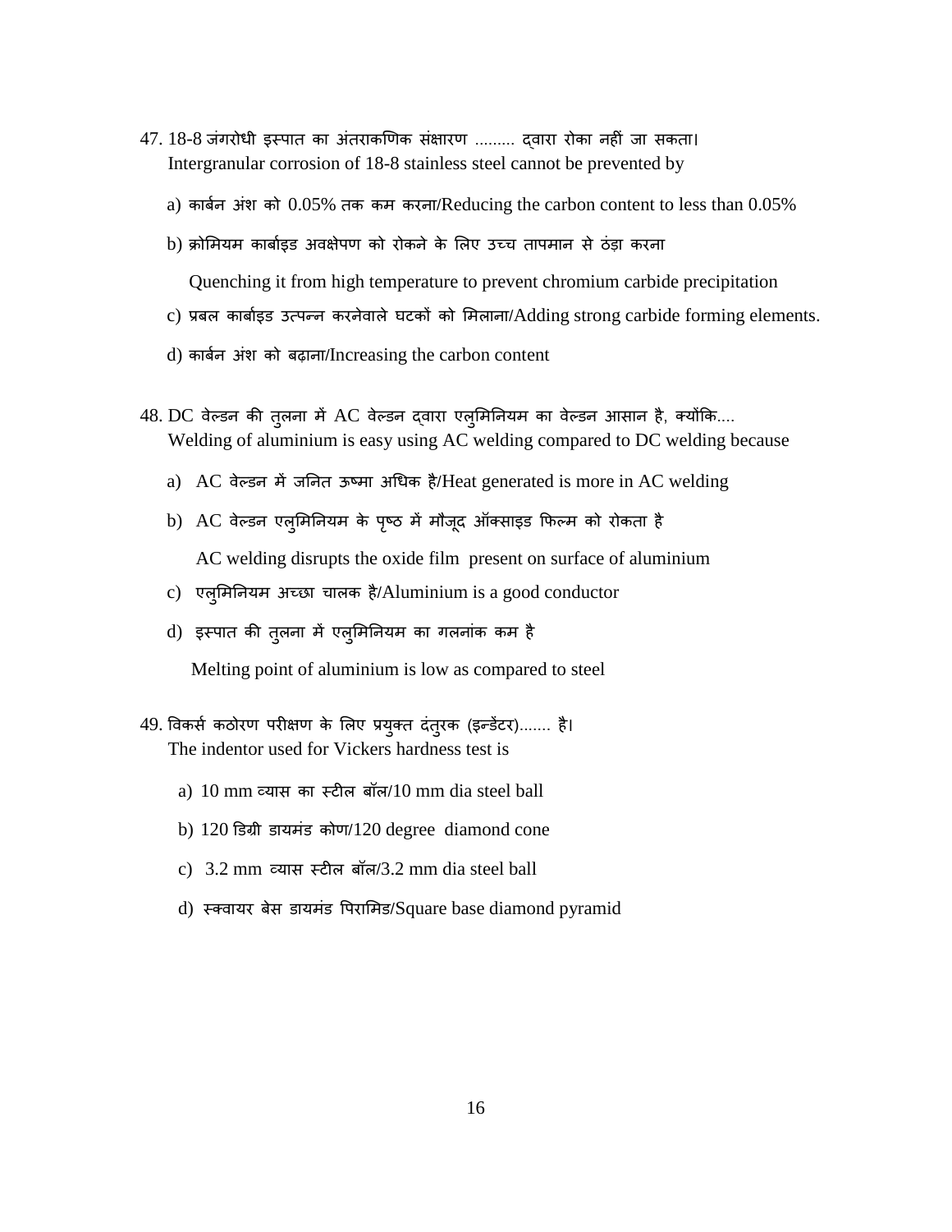47. 18-8 जंगरोधी इस्पात का अंतराकणिक संक्षारण ......... द्वारा रोका नहीं जा सकता।
Intergranular corrosion of 18-8 stainless steel cannot be prevented by

a) कार्बन अंश को 0.05% तक कम करना/Reducing the carbon content to less than 0.05%

b) क्रोमियम कार्बाइड अवक्षेपण को रोकने के लिए उच्च तापमान से ठंड़ा करना

Quenching it from high temperature to prevent chromium carbide precipitation

c) प्रबल कार्बाइड उत्पन्न करनेवाले घटकों को मिलाना/Adding strong carbide forming elements.

d) कार्बन अंश को बढ़ाना/Increasing the carbon content

48. DC वेल्डन की तुलना में AC वेल्डन द्वारा एलुमिनियम का वेल्डन आसान है, क्योंकि....
Welding of aluminium is easy using AC welding compared to DC welding because

a) AC वेल्डन में जनित ऊष्मा अधिक है/Heat generated is more in AC welding

b) AC वेल्डन एलुमिनियम के पृष्ठ में मौजूद ऑक्साइड फिल्म को रोकता है

AC welding disrupts the oxide film present on surface of aluminium

c) एलुमिनियम अच्छा चालक है/Aluminium is a good conductor

d) इस्पात की तुलना में एलुमिनियम का गलनांक कम है

Melting point of aluminium is low as compared to steel

49. विकर्स कठोरण परीक्षण के लिए प्रयुक्त दंतुरक (इन्डेंटर)....... है।
The indentor used for Vickers hardness test is

a) 10 mm व्यास का स्टील बॉल/10 mm dia steel ball

b) 120 डिग्री डायमंड कोण/120 degree diamond cone

c) 3.2 mm व्यास स्टील बॉल/3.2 mm dia steel ball

d) स्क्वायर बेस डायमंड पिरामिड/Square base diamond pyramid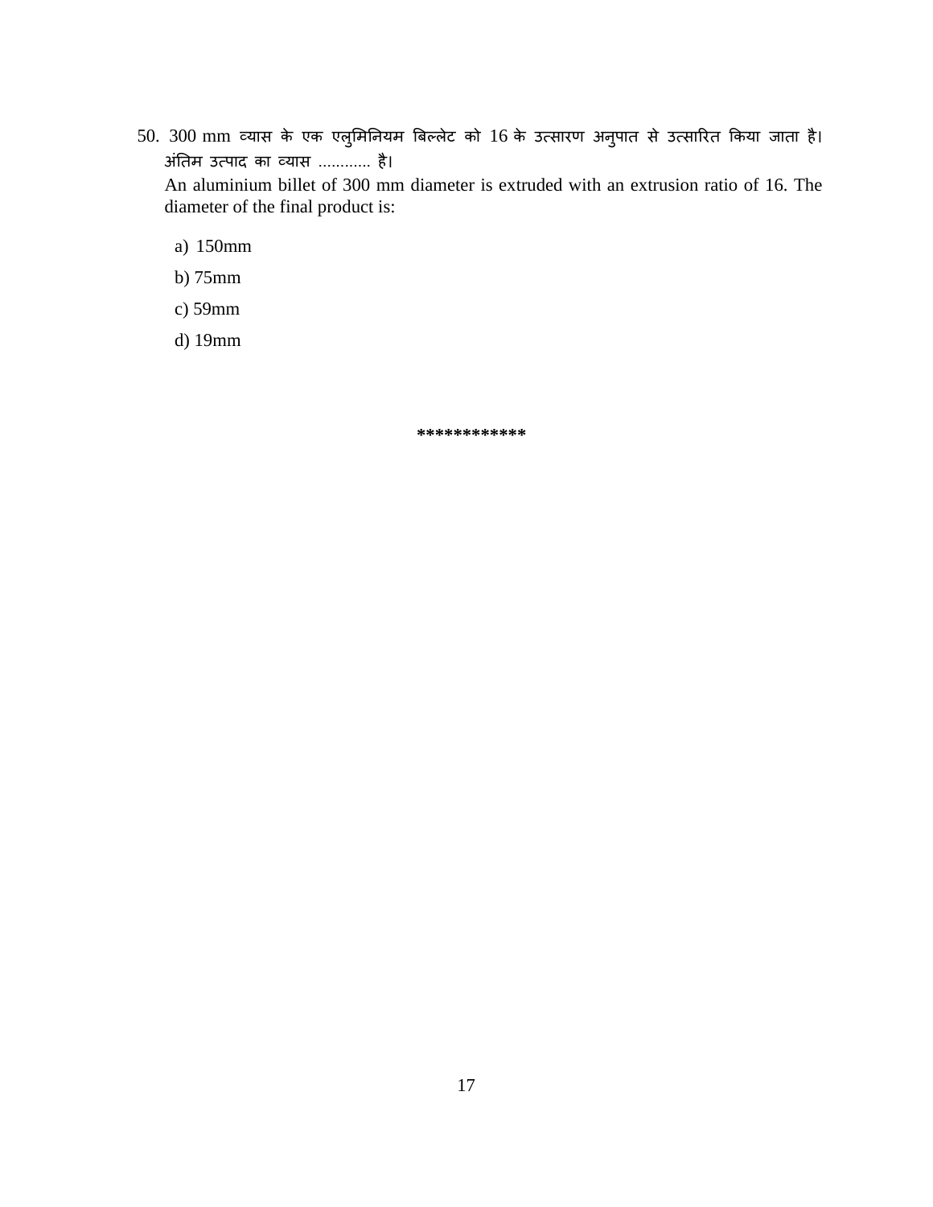50. 300 mm व्यास के एक एलुमिनियम बिल्लेट को 16 के उत्सारण अनुपात से उत्सारित किया जाता है। अंतिम उत्पाद का व्यास ........... है।

An aluminium billet of 300 mm diameter is extruded with an extrusion ratio of 16. The diameter of the final product is:

a) 150mm

b) 75mm

c) 59mm

d) 19mm

************